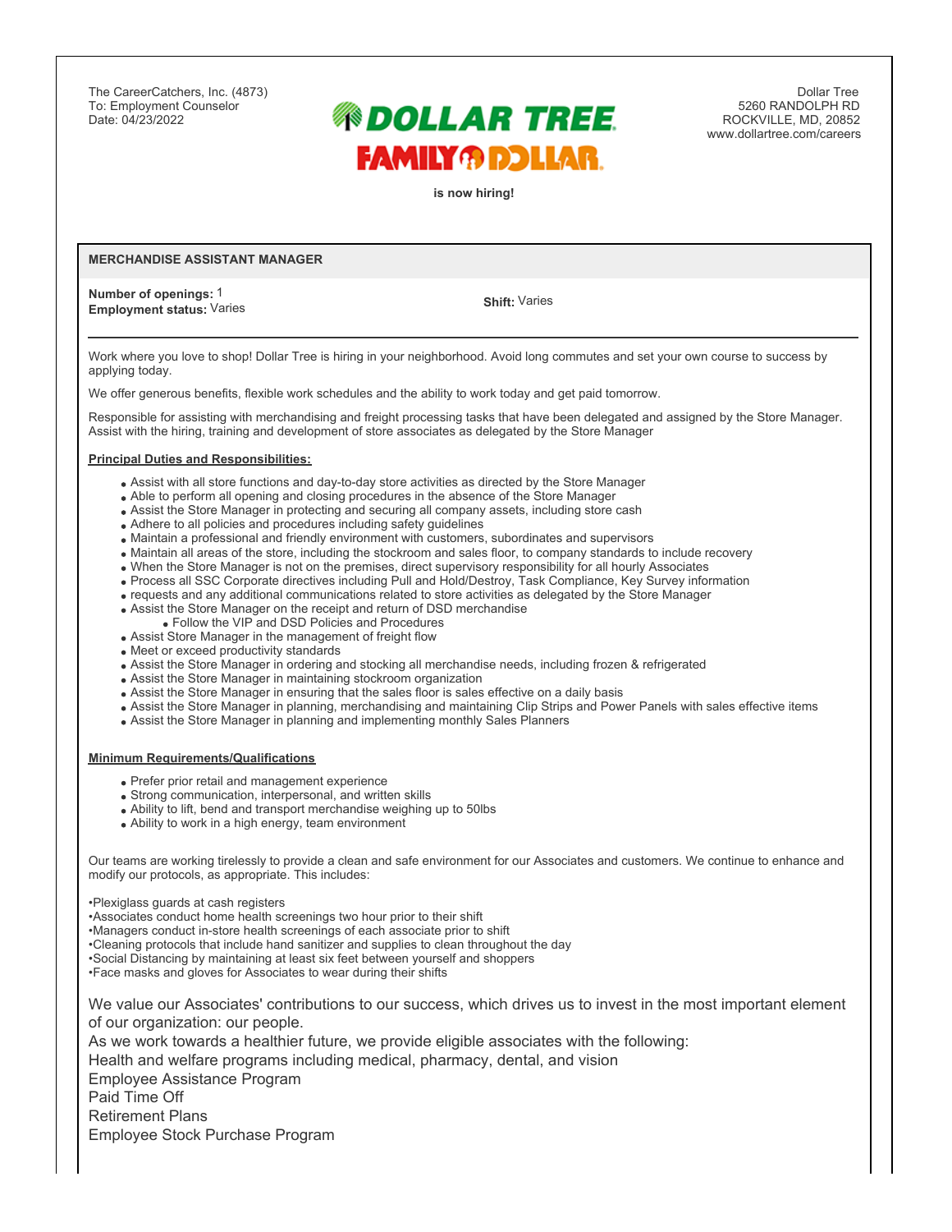The CareerCatchers, Inc. (4873)
To: Employment Counselor
Date: 04/23/2022

**DOLLAR TREE**
**FAMILY DOLLAR**

**is now hiring!**

Dollar Tree
5260 RANDOLPH RD
ROCKVILLE, MD, 20852
www.dollartree.com/careers

## MERCHANDISE ASSISTANT MANAGER

**Number of openings:** 1
**Employment status:** Varies
**Shift:** Varies

Work where you love to shop! Dollar Tree is hiring in your neighborhood. Avoid long commutes and set your own course to success by applying today.

We offer generous benefits, flexible work schedules and the ability to work today and get paid tomorrow.

Responsible for assisting with merchandising and freight processing tasks that have been delegated and assigned by the Store Manager. Assist with the hiring, training and development of store associates as delegated by the Store Manager

**Principal Duties and Responsibilities:**

- Assist with all store functions and day-to-day store activities as directed by the Store Manager
- Able to perform all opening and closing procedures in the absence of the Store Manager
- Assist the Store Manager in protecting and securing all company assets, including store cash
- Adhere to all policies and procedures including safety guidelines
- Maintain a professional and friendly environment with customers, subordinates and supervisors
- Maintain all areas of the store, including the stockroom and sales floor, to company standards to include recovery
- When the Store Manager is not on the premises, direct supervisory responsibility for all hourly Associates
- Process all SSC Corporate directives including Pull and Hold/Destroy, Task Compliance, Key Survey information
- requests and any additional communications related to store activities as delegated by the Store Manager
- Assist the Store Manager on the receipt and return of DSD merchandise
  - Follow the VIP and DSD Policies and Procedures
- Assist Store Manager in the management of freight flow
- Meet or exceed productivity standards
- Assist the Store Manager in ordering and stocking all merchandise needs, including frozen & refrigerated
- Assist the Store Manager in maintaining stockroom organization
- Assist the Store Manager in ensuring that the sales floor is sales effective on a daily basis
- Assist the Store Manager in planning, merchandising and maintaining Clip Strips and Power Panels with sales effective items
- Assist the Store Manager in planning and implementing monthly Sales Planners

**Minimum Requirements/Qualifications**

- Prefer prior retail and management experience
- Strong communication, interpersonal, and written skills
- Ability to lift, bend and transport merchandise weighing up to 50lbs
- Ability to work in a high energy, team environment

Our teams are working tirelessly to provide a clean and safe environment for our Associates and customers. We continue to enhance and modify our protocols, as appropriate. This includes:

•Plexiglass guards at cash registers
•Associates conduct home health screenings two hour prior to their shift
•Managers conduct in-store health screenings of each associate prior to shift
•Cleaning protocols that include hand sanitizer and supplies to clean throughout the day
•Social Distancing by maintaining at least six feet between yourself and shoppers
•Face masks and gloves for Associates to wear during their shifts

We value our Associates' contributions to our success, which drives us to invest in the most important element of our organization: our people.
As we work towards a healthier future, we provide eligible associates with the following:
Health and welfare programs including medical, pharmacy, dental, and vision
Employee Assistance Program
Paid Time Off
Retirement Plans
Employee Stock Purchase Program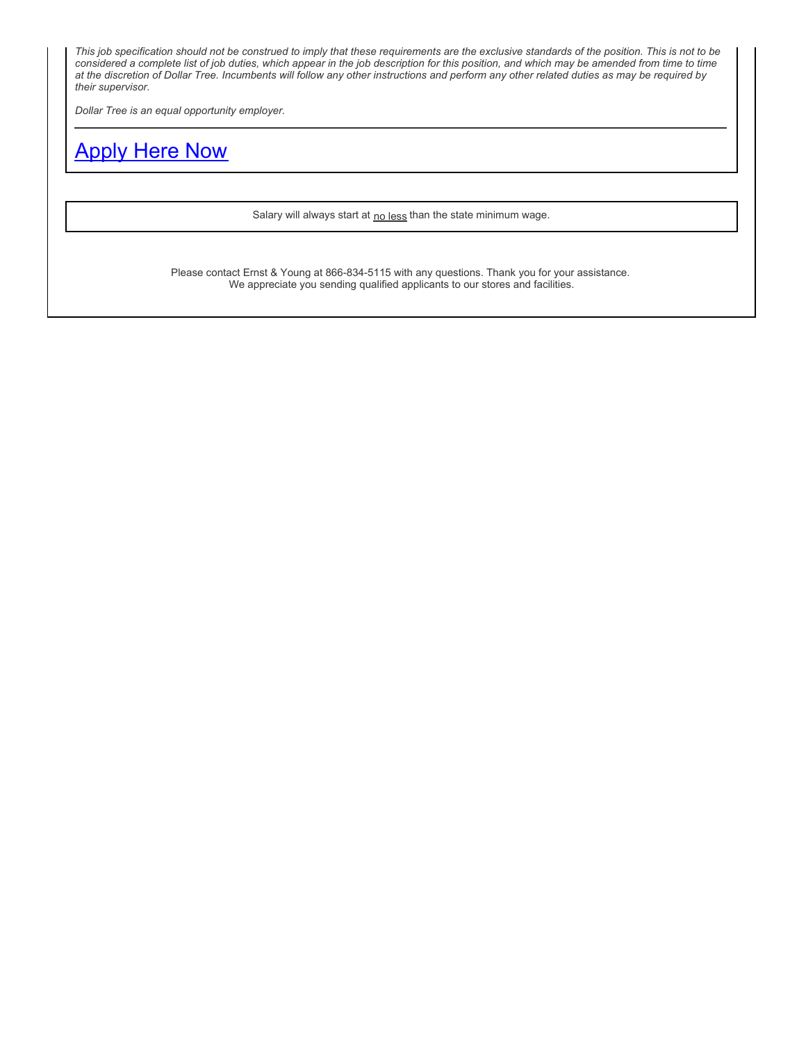*This job specification should not be construed to imply that these requirements are the exclusive standards of the position. This is not to be considered a complete list of job duties, which appear in the job description for this position, and which may be amended from time to time at the discretion of Dollar Tree. Incumbents will follow any other instructions and perform any other related duties as may be required by their supervisor.*

*Dollar Tree is an equal opportunity employer.*

---

## Apply Here Now

Salary will always start at no less than the state minimum wage.

Please contact Ernst & Young at 866-834-5115 with any questions. Thank you for your assistance.
We appreciate you sending qualified applicants to our stores and facilities.